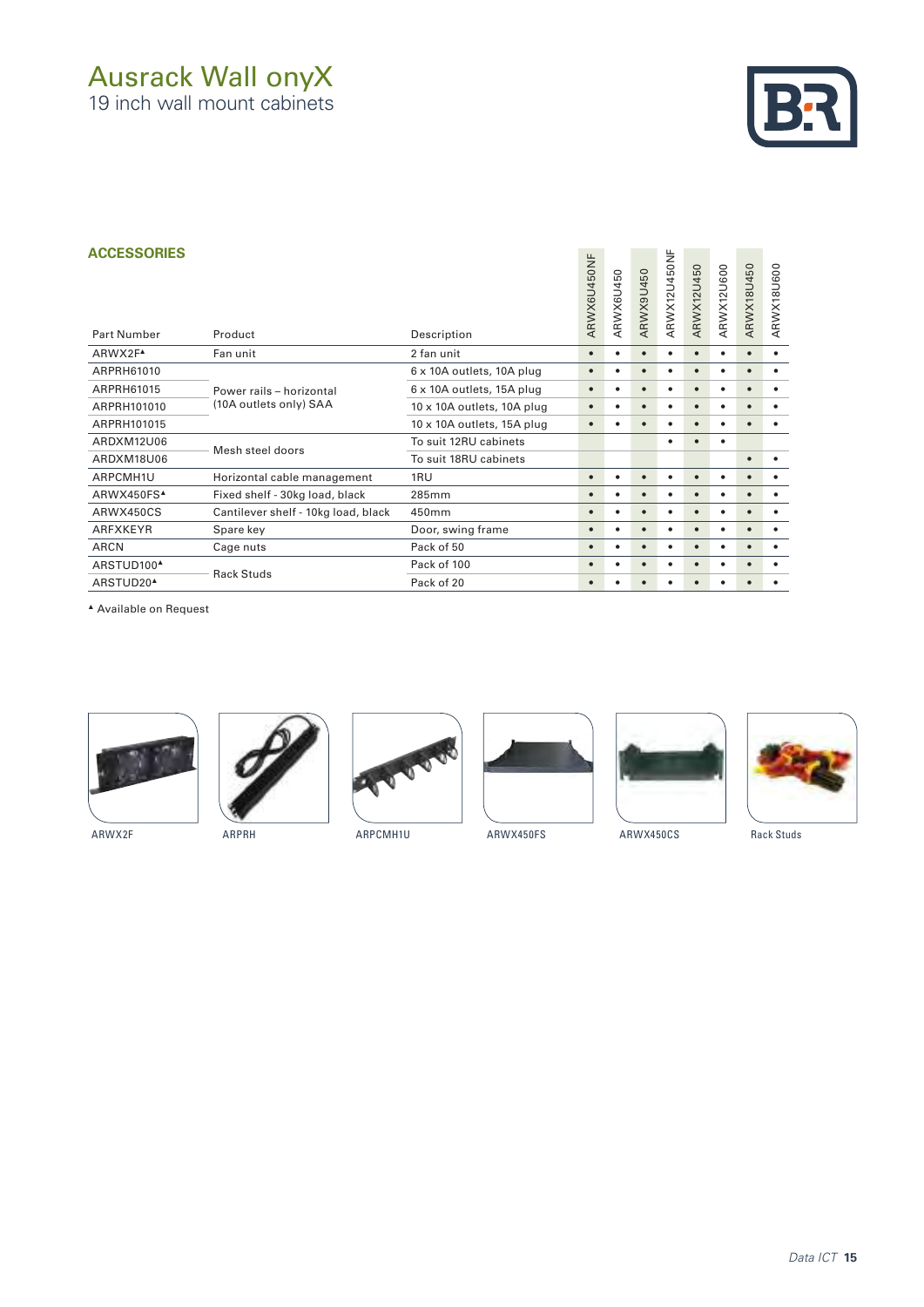// Ausrack Wall onyX

19 inch wall mount cabinets

## ACCESSORIES

| Part Number | Product | Description | ARWX6U450NF | ARWX6U450 | ARWX9U450 | ARWX12U450NF | ARWX12U450 | ARWX12U600 | ARWX18U450 | ARWX18U600 |
|---|---|---|---|---|---|---|---|---|---|---|
| ARWX2F▲ | Fan unit | 2 fan unit | • | • | • | • | • | • | • | • |
| ARPRH61010 | Power rails – horizontal (10A outlets only) SAA | 6 x 10A outlets, 10A plug | • | • | • | • | • | • | • | • |
| ARPRH61015 | | 6 x 10A outlets, 15A plug | • | • | • | • | • | • | • | • |
| ARPRH101010 | | 10 x 10A outlets, 10A plug | • | • | • | • | • | • | • | • |
| ARPRH101015 | | 10 x 10A outlets, 15A plug | • | • | • | • | • | • | • | • |
| ARDXM12U06 | Mesh steel doors | To suit 12RU cabinets | | | | • | • | • | | |
| ARDXM18U06 | | To suit 18RU cabinets | | | | | | | • | • |
| ARPCMH1U | Horizontal cable management | 1RU | • | • | • | • | • | • | • | • |
| ARWX450FS▲ | Fixed shelf - 30kg load, black | 285mm | • | • | • | • | • | • | • | • |
| ARWX450CS | Cantilever shelf - 10kg load, black | 450mm | • | • | • | • | • | • | • | • |
| ARFXKEYR | Spare key | Door, swing frame | • | • | • | • | • | • | • | • |
| ARCN | Cage nuts | Pack of 50 | • | • | • | • | • | • | • | • |
| ARSTUD100▲ | Rack Studs | Pack of 100 | • | • | • | • | • | • | • | • |
| ARSTUD20▲ | | Pack of 20 | • | • | • | • | • | • | • | • |

▲ Available on Request

ARWX2F

ARPRH

ARPCMH1U

ARWX450FS

ARWX450CS

Rack Studs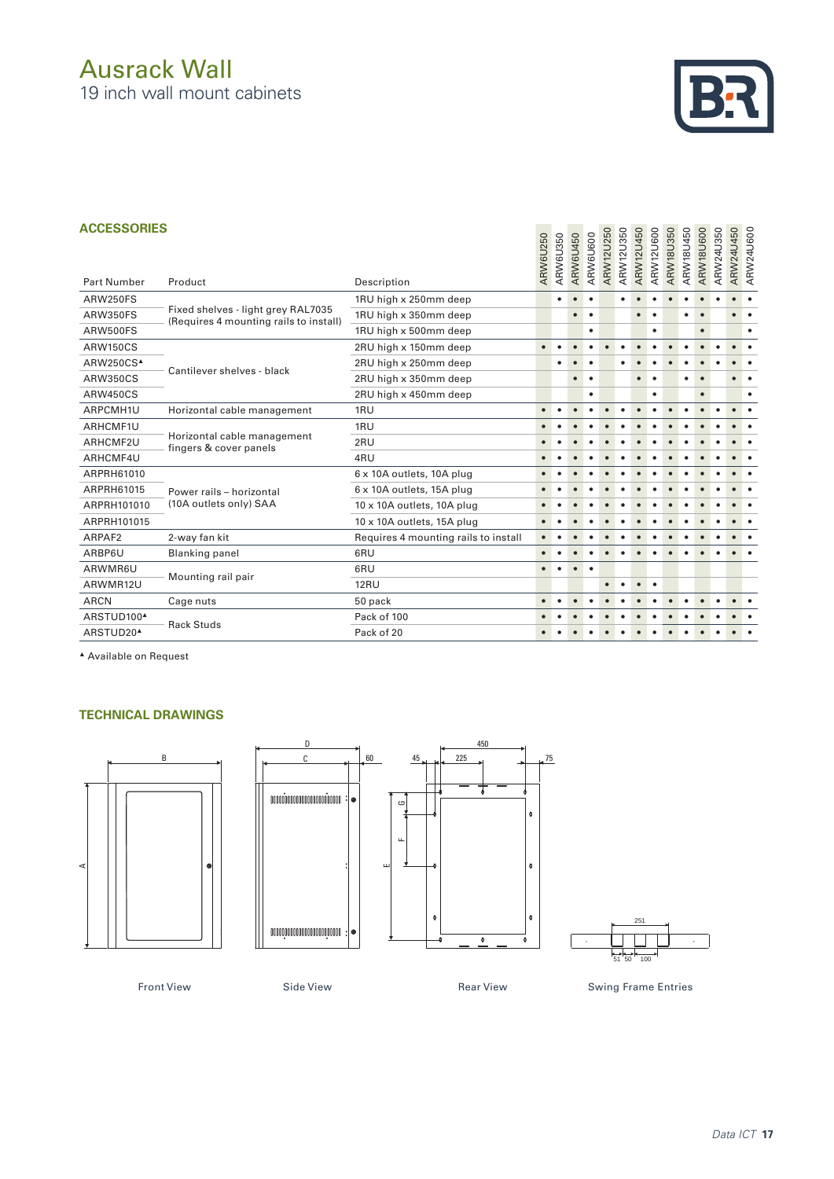# Ausrack Wall

19 inch wall mount cabinets

## ACCESSORIES

| Part Number | Product | Description | ARW6U250 | ARW6U350 | ARW6U450 | ARW6U600 | ARW12U250 | ARW12U350 | ARW12U450 | ARW12U600 | ARW18U350 | ARW18U450 | ARW18U600 | ARW24U350 | ARW24U450 | ARW24U600 |
|---|---|---|---|---|---|---|---|---|---|---|---|---|---|---|---|---|
| ARW250FS | Fixed shelves - light grey RAL7035 (Requires 4 mounting rails to install) | 1RU high x 250mm deep | | • | • | • | | • | • | • | • | • | • | • | • | • |
| ARW350FS | | 1RU high x 350mm deep | | | • | • | | | • | • | | • | • | | • | • |
| ARW500FS | | 1RU high x 500mm deep | | | | • | | | | • | | | • | | | • |
| ARW150CS | Cantilever shelves - black | 2RU high x 150mm deep | • | • | • | • | • | • | • | • | • | • | • | • | • | • |
| ARW250CS▲ | | 2RU high x 250mm deep | | • | • | • | | • | • | • | • | • | • | • | • | • |
| ARW350CS | | 2RU high x 350mm deep | | | • | • | | | • | • | | • | • | | • | • |
| ARW450CS | | 2RU high x 450mm deep | | | | • | | | | • | | | • | | | • |
| ARPCMH1U | Horizontal cable management | 1RU | • | • | • | • | • | • | • | • | • | • | • | • | • | • |
| ARHCMF1U | Horizontal cable management fingers & cover panels | 1RU | • | • | • | • | • | • | • | • | • | • | • | • | • | • |
| ARHCMF2U | | 2RU | • | • | • | • | • | • | • | • | • | • | • | • | • | • |
| ARHCMF4U | | 4RU | • | • | • | • | • | • | • | • | • | • | • | • | • | • |
| ARPRH61010 | Power rails – horizontal (10A outlets only) SAA | 6 x 10A outlets, 10A plug | • | • | • | • | • | • | • | • | • | • | • | • | • | • |
| ARPRH61015 | | 6 x 10A outlets, 15A plug | • | • | • | • | • | • | • | • | • | • | • | • | • | • |
| ARPRH101010 | | 10 x 10A outlets, 10A plug | • | • | • | • | • | • | • | • | • | • | • | • | • | • |
| ARPRH101015 | | 10 x 10A outlets, 15A plug | • | • | • | • | • | • | • | • | • | • | • | • | • | • |
| ARPAF2 | 2-way fan kit | Requires 4 mounting rails to install | • | • | • | • | • | • | • | • | • | • | • | • | • | • |
| ARBP6U | Blanking panel | 6RU | • | • | • | • | • | • | • | • | • | • | • | • | • | • |
| ARWMR6U | Mounting rail pair | 6RU | • | • | • | • | | | | | | | | | | |
| ARWMR12U | | 12RU | | | | | • | • | • | • | | | | | | |
| ARCN | Cage nuts | 50 pack | • | • | • | • | • | • | • | • | • | • | • | • | • | • |
| ARSTUD100▲ | Rack Studs | Pack of 100 | • | • | • | • | • | • | • | • | • | • | • | • | • | • |
| ARSTUD20▲ | | Pack of 20 | • | • | • | • | • | • | • | • | • | • | • | • | • | • |

▲ Available on Request

## TECHNICAL DRAWINGS

Front View

Side View

Rear View

Swing Frame Entries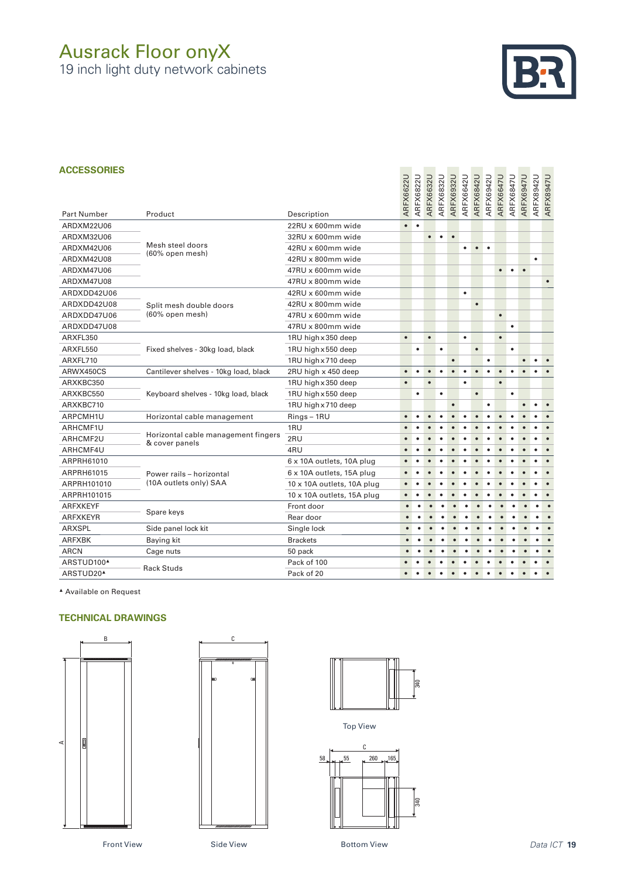# Ausrack Floor onyX

19 inch light duty network cabinets

## ACCESSORIES

| Part Number | Product | Description | ARFX6622U | ARFX6822U | ARFX6632U | ARFX6832U | ARFX6932U | ARFX6642U | ARFX6842U | ARFX6942U | ARFX6647U | ARFX6847U | ARFX6947U | ARFX8942U | ARFX8947U |
|---|---|---|---|---|---|---|---|---|---|---|---|---|---|---|---|
| ARDXM22U06 | Mesh steel doors (60% open mesh) | 22RU x 600mm wide | • | • | | | | | | | | | | | |
| ARDXM32U06 | | 32RU x 600mm wide | | | • | • | • | | | | | | | | |
| ARDXM42U06 | | 42RU x 600mm wide | | | | | | • | • | • | | | | | |
| ARDXM42U08 | | 42RU x 800mm wide | | | | | | | | | | | | • | |
| ARDXM47U06 | | 47RU x 600mm wide | | | | | | | | | • | • | • | | |
| ARDXM47U08 | | 47RU x 800mm wide | | | | | | | | | | | | | • |
| ARDXDD42U06 | Split mesh double doors (60% open mesh) | 42RU x 600mm wide | | | | | | • | | | | | | | |
| ARDXDD42U08 | | 42RU x 800mm wide | | | | | | | • | | | | | | |
| ARDXDD47U06 | | 47RU x 600mm wide | | | | | | | | | • | | | | |
| ARDXDD47U08 | | 47RU x 800mm wide | | | | | | | | | | • | | | |
| ARXFL350 | Fixed shelves - 30kg load, black | 1RU high x 350 deep | • | | • | | | • | | | • | | | | |
| ARXFL550 | | 1RU high x 550 deep | | • | | • | | | • | | | • | | | |
| ARXFL710 | | 1RU high x 710 deep | | | | | • | | | • | | | • | • | • |
| ARWX450CS | Cantilever shelves - 10kg load, black | 2RU high x 450 deep | • | • | • | • | • | • | • | • | • | • | • | • | • |
| ARXKBC350 | Keyboard shelves - 10kg load, black | 1RU high x 350 deep | • | | • | | | • | | | • | | | | |
| ARXKBC550 | | 1RU high x 550 deep | | • | | • | | | • | | | • | | | |
| ARXKBC710 | | 1RU high x 710 deep | | | | | • | | | • | | | • | • | • |
| ARPCMH1U | Horizontal cable management | Rings – 1RU | • | • | • | • | • | • | • | • | • | • | • | • | • |
| ARHCMF1U | Horizontal cable management fingers & cover panels | 1RU | • | • | • | • | • | • | • | • | • | • | • | • | • |
| ARHCMF2U | | 2RU | • | • | • | • | • | • | • | • | • | • | • | • | • |
| ARHCMF4U | | 4RU | • | • | • | • | • | • | • | • | • | • | • | • | • |
| ARPRH61010 | Power rails – horizontal (10A outlets only) SAA | 6 x 10A outlets, 10A plug | • | • | • | • | • | • | • | • | • | • | • | • | • |
| ARPRH61015 | | 6 x 10A outlets, 15A plug | • | • | • | • | • | • | • | • | • | • | • | • | • |
| ARPRH101010 | | 10 x 10A outlets, 10A plug | • | • | • | • | • | • | • | • | • | • | • | • | • |
| ARPRH101015 | | 10 x 10A outlets, 15A plug | • | • | • | • | • | • | • | • | • | • | • | • | • |
| ARFXKEYF | Spare keys | Front door | • | • | • | • | • | • | • | • | • | • | • | • | • |
| ARFXKEYR | | Rear door | • | • | • | • | • | • | • | • | • | • | • | • | • |
| ARXSPL | Side panel lock kit | Single lock | • | • | • | • | • | • | • | • | • | • | • | • | • |
| ARFXBK | Baying kit | Brackets | • | • | • | • | • | • | • | • | • | • | • | • | • |
| ARCN | Cage nuts | 50 pack | • | • | • | • | • | • | • | • | • | • | • | • | • |
| ARSTUD100▲ | Rack Studs | Pack of 100 | • | • | • | • | • | • | • | • | • | • | • | • | • |
| ARSTUD20▲ | | Pack of 20 | • | • | • | • | • | • | • | • | • | • | • | • | • |

▲ Available on Request

## TECHNICAL DRAWINGS

B

A

Front View

C

Side View

340

Top View

C

58 55 260 165

340

Bottom View